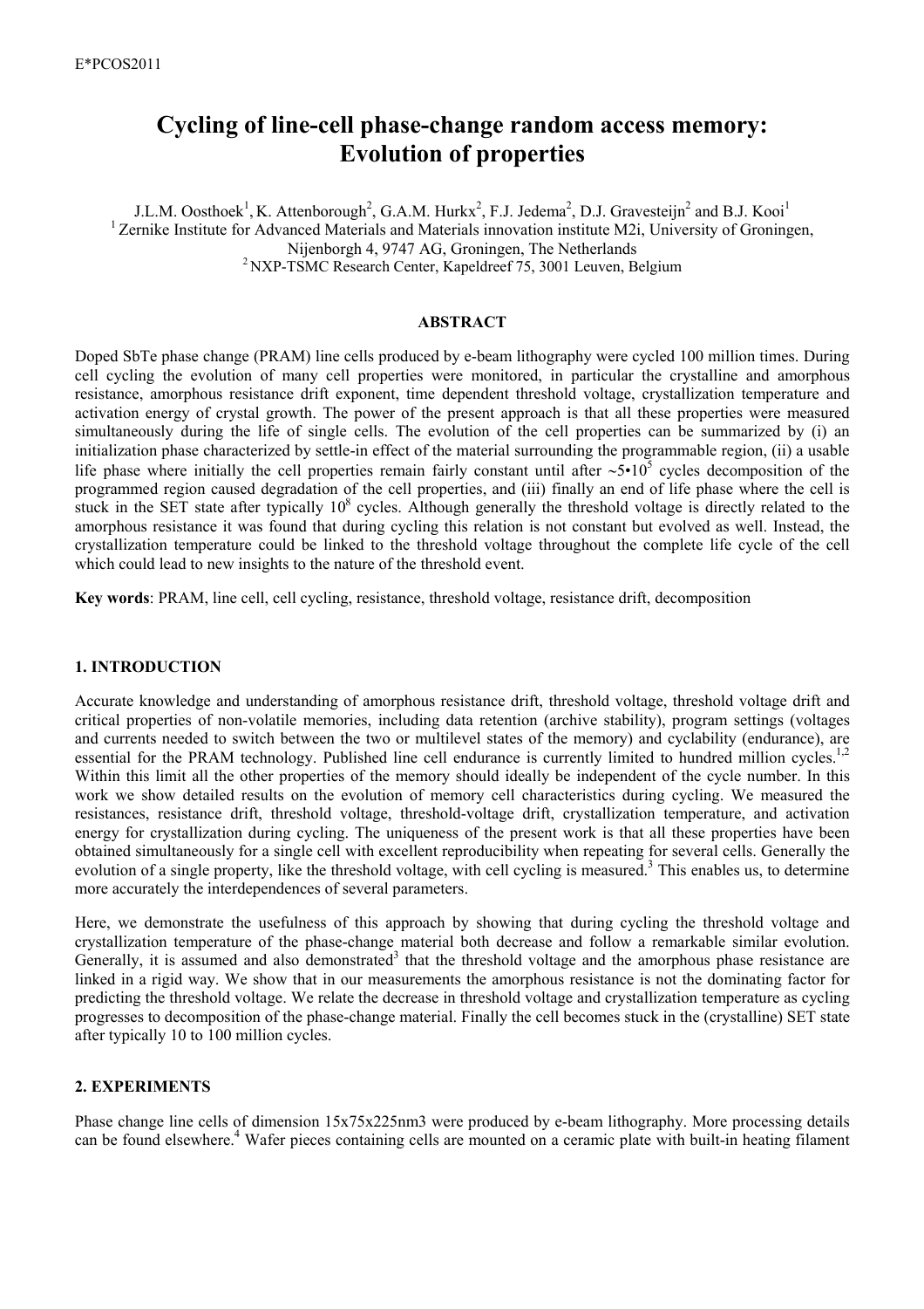# Cycling of line-cell phase-change random access memory: Evolution of properties

J.L.M. Oosthoek[1], K. Attenborough[2], G.A.M. Hurkx[2], F.J. Jedema[2], D.J. Gravesteijn[2] and B.J. Kooi[1]

[1] Zernike Institute for Advanced Materials and Materials innovation institute M2i, University of Groningen, Nijenborgh 4, 9747 AG, Groningen, The Netherlands

[2] NXP-TSMC Research Center, Kapeldreef 75, 3001 Leuven, Belgium

## ABSTRACT

Doped SbTe phase change (PRAM) line cells produced by e-beam lithography were cycled 100 million times. During cell cycling the evolution of many cell properties were monitored, in particular the crystalline and amorphous resistance, amorphous resistance drift exponent, time dependent threshold voltage, crystallization temperature and activation energy of crystal growth. The power of the present approach is that all these properties were measured simultaneously during the life of single cells. The evolution of the cell properties can be summarized by (i) an initialization phase characterized by settle-in effect of the material surrounding the programmable region, (ii) a usable life phase where initially the cell properties remain fairly constant until after ~$5 \cdot 10^5$ cycles decomposition of the programmed region caused degradation of the cell properties, and (iii) finally an end of life phase where the cell is stuck in the SET state after typically $10^8$ cycles. Although generally the threshold voltage is directly related to the amorphous resistance it was found that during cycling this relation is not constant but evolved as well. Instead, the crystallization temperature could be linked to the threshold voltage throughout the complete life cycle of the cell which could lead to new insights to the nature of the threshold event.

**Key words**: PRAM, line cell, cell cycling, resistance, threshold voltage, resistance drift, decomposition

## 1. INTRODUCTION

Accurate knowledge and understanding of amorphous resistance drift, threshold voltage, threshold voltage drift and critical properties of non-volatile memories, including data retention (archive stability), program settings (voltages and currents needed to switch between the two or multilevel states of the memory) and cyclability (endurance), are essential for the PRAM technology. Published line cell endurance is currently limited to hundred million cycles.[1,2] Within this limit all the other properties of the memory should ideally be independent of the cycle number. In this work we show detailed results on the evolution of memory cell characteristics during cycling. We measured the resistances, resistance drift, threshold voltage, threshold-voltage drift, crystallization temperature, and activation energy for crystallization during cycling. The uniqueness of the present work is that all these properties have been obtained simultaneously for a single cell with excellent reproducibility when repeating for several cells. Generally the evolution of a single property, like the threshold voltage, with cell cycling is measured.[3] This enables us, to determine more accurately the interdependences of several parameters.

Here, we demonstrate the usefulness of this approach by showing that during cycling the threshold voltage and crystallization temperature of the phase-change material both decrease and follow a remarkable similar evolution. Generally, it is assumed and also demonstrated[3] that the threshold voltage and the amorphous phase resistance are linked in a rigid way. We show that in our measurements the amorphous resistance is not the dominating factor for predicting the threshold voltage. We relate the decrease in threshold voltage and crystallization temperature as cycling progresses to decomposition of the phase-change material. Finally the cell becomes stuck in the (crystalline) SET state after typically 10 to 100 million cycles.

## 2. EXPERIMENTS

Phase change line cells of dimension 15x75x225nm3 were produced by e-beam lithography. More processing details can be found elsewhere.[4] Wafer pieces containing cells are mounted on a ceramic plate with built-in heating filament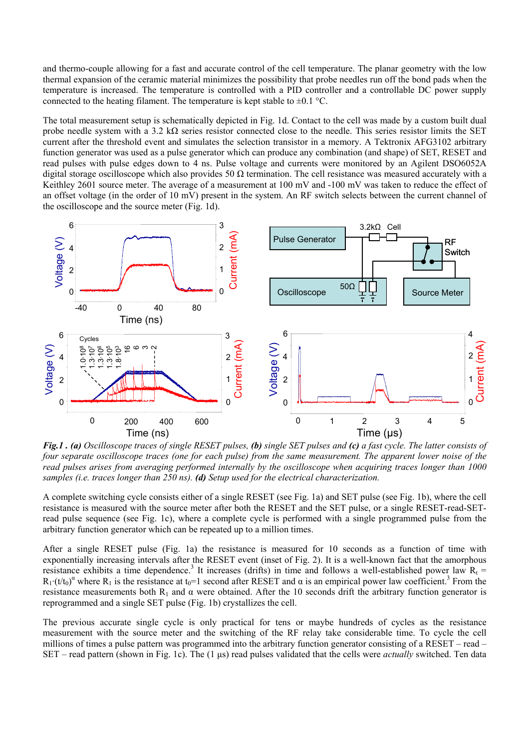and thermo-couple allowing for a fast and accurate control of the cell temperature. The planar geometry with the low thermal expansion of the ceramic material minimizes the possibility that probe needles run off the bond pads when the temperature is increased. The temperature is controlled with a PID controller and a controllable DC power supply connected to the heating filament. The temperature is kept stable to ±0.1 °C.

The total measurement setup is schematically depicted in Fig. 1d. Contact to the cell was made by a custom built dual probe needle system with a 3.2 kΩ series resistor connected close to the needle. This series resistor limits the SET current after the threshold event and simulates the selection transistor in a memory. A Tektronix AFG3102 arbitrary function generator was used as a pulse generator which can produce any combination (and shape) of SET, RESET and read pulses with pulse edges down to 4 ns. Pulse voltage and currents were monitored by an Agilent DSO6052A digital storage oscilloscope which also provides 50 Ω termination. The cell resistance was measured accurately with a Keithley 2601 source meter. The average of a measurement at 100 mV and -100 mV was taken to reduce the effect of an offset voltage (in the order of 10 mV) present in the system. An RF switch selects between the current channel of the oscilloscope and the source meter (Fig. 1d).

*Fig.1 . (a) Oscilloscope traces of single RESET pulses, (b) single SET pulses and (c) a fast cycle. The latter consists of four separate oscilloscope traces (one for each pulse) from the same measurement. The apparent lower noise of the read pulses arises from averaging performed internally by the oscilloscope when acquiring traces longer than 1000 samples (i.e. traces longer than 250 ns). (d) Setup used for the electrical characterization.*

A complete switching cycle consists either of a single RESET (see Fig. 1a) and SET pulse (see Fig. 1b), where the cell resistance is measured with the source meter after both the RESET and the SET pulse, or a single RESET-read-SET-read pulse sequence (see Fig. 1c), where a complete cycle is performed with a single programmed pulse from the arbitrary function generator which can be repeated up to a million times.

After a single RESET pulse (Fig. 1a) the resistance is measured for 10 seconds as a function of time with exponentially increasing intervals after the RESET event (inset of Fig. 2). It is a well-known fact that the amorphous resistance exhibits a time dependence.[3] It increases (drifts) in time and follows a well-established power law $R_t = R_1 \cdot (t/t_0)^{\alpha}$ where $R_1$ is the resistance at $t_0$=1 second after RESET and α is an empirical power law coefficient.[3] From the resistance measurements both $R_1$ and α were obtained. After the 10 seconds drift the arbitrary function generator is reprogrammed and a single SET pulse (Fig. 1b) crystallizes the cell.

The previous accurate single cycle is only practical for tens or maybe hundreds of cycles as the resistance measurement with the source meter and the switching of the RF relay take considerable time. To cycle the cell millions of times a pulse pattern was programmed into the arbitrary function generator consisting of a RESET – read – SET – read pattern (shown in Fig. 1c). The (1 µs) read pulses validated that the cells were *actually* switched. Ten data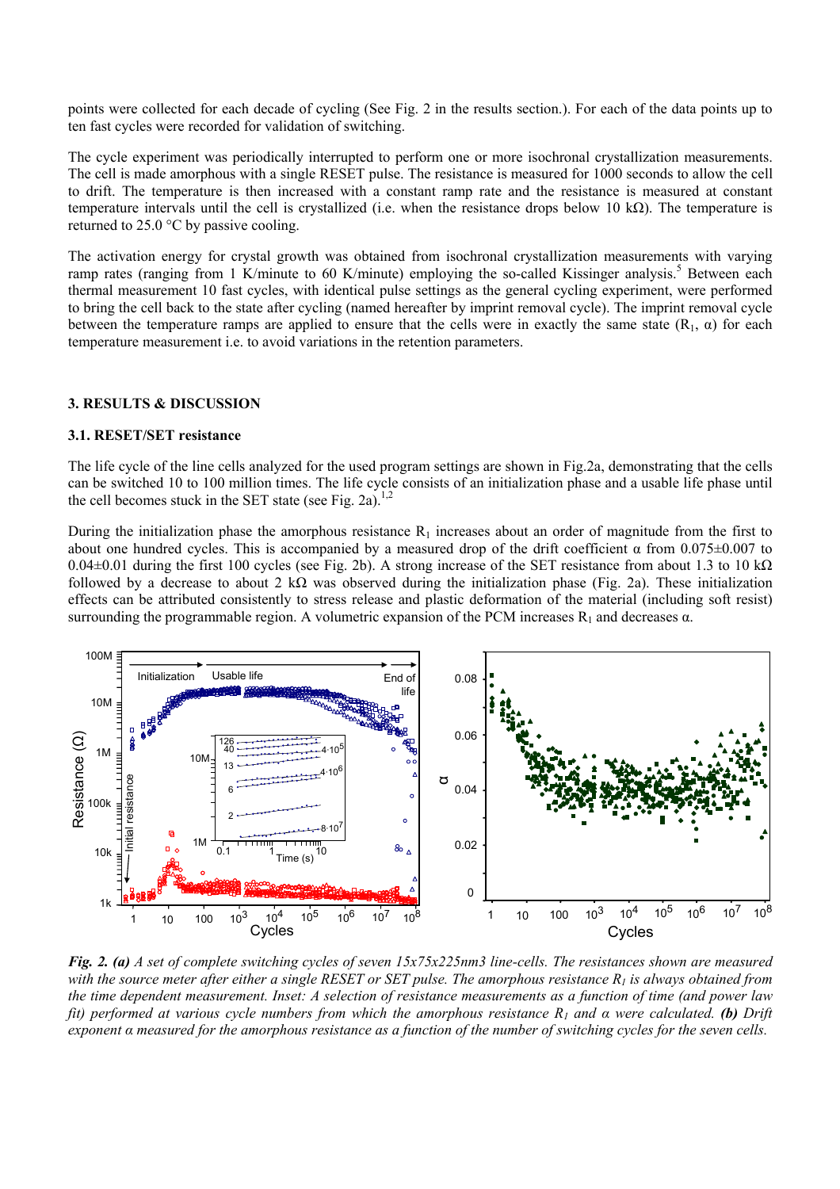points were collected for each decade of cycling (See Fig. 2 in the results section.). For each of the data points up to ten fast cycles were recorded for validation of switching.

The cycle experiment was periodically interrupted to perform one or more isochronal crystallization measurements. The cell is made amorphous with a single RESET pulse. The resistance is measured for 1000 seconds to allow the cell to drift. The temperature is then increased with a constant ramp rate and the resistance is measured at constant temperature intervals until the cell is crystallized (i.e. when the resistance drops below 10 kΩ). The temperature is returned to 25.0 °C by passive cooling.

The activation energy for crystal growth was obtained from isochronal crystallization measurements with varying ramp rates (ranging from 1 K/minute to 60 K/minute) employing the so-called Kissinger analysis.[5] Between each thermal measurement 10 fast cycles, with identical pulse settings as the general cycling experiment, were performed to bring the cell back to the state after cycling (named hereafter by imprint removal cycle). The imprint removal cycle between the temperature ramps are applied to ensure that the cells were in exactly the same state ($R_1$, α) for each temperature measurement i.e. to avoid variations in the retention parameters.

## 3. RESULTS & DISCUSSION

### 3.1. RESET/SET resistance

The life cycle of the line cells analyzed for the used program settings are shown in Fig.2a, demonstrating that the cells can be switched 10 to 100 million times. The life cycle consists of an initialization phase and a usable life phase until the cell becomes stuck in the SET state (see Fig. 2a).[1,2]

During the initialization phase the amorphous resistance $R_1$ increases about an order of magnitude from the first to about one hundred cycles. This is accompanied by a measured drop of the drift coefficient α from 0.075±0.007 to 0.04±0.01 during the first 100 cycles (see Fig. 2b). A strong increase of the SET resistance from about 1.3 to 10 kΩ followed by a decrease to about 2 kΩ was observed during the initialization phase (Fig. 2a). These initialization effects can be attributed consistently to stress release and plastic deformation of the material (including soft resist) surrounding the programmable region. A volumetric expansion of the PCM increases $R_1$ and decreases α.

***Fig. 2. (a)*** *A set of complete switching cycles of seven 15x75x225nm3 line-cells. The resistances shown are measured with the source meter after either a single RESET or SET pulse. The amorphous resistance $R_1$ is always obtained from the time dependent measurement. Inset: A selection of resistance measurements as a function of time (and power law fit) performed at various cycle numbers from which the amorphous resistance $R_1$ and α were calculated.* ***(b)*** *Drift exponent α measured for the amorphous resistance as a function of the number of switching cycles for the seven cells.*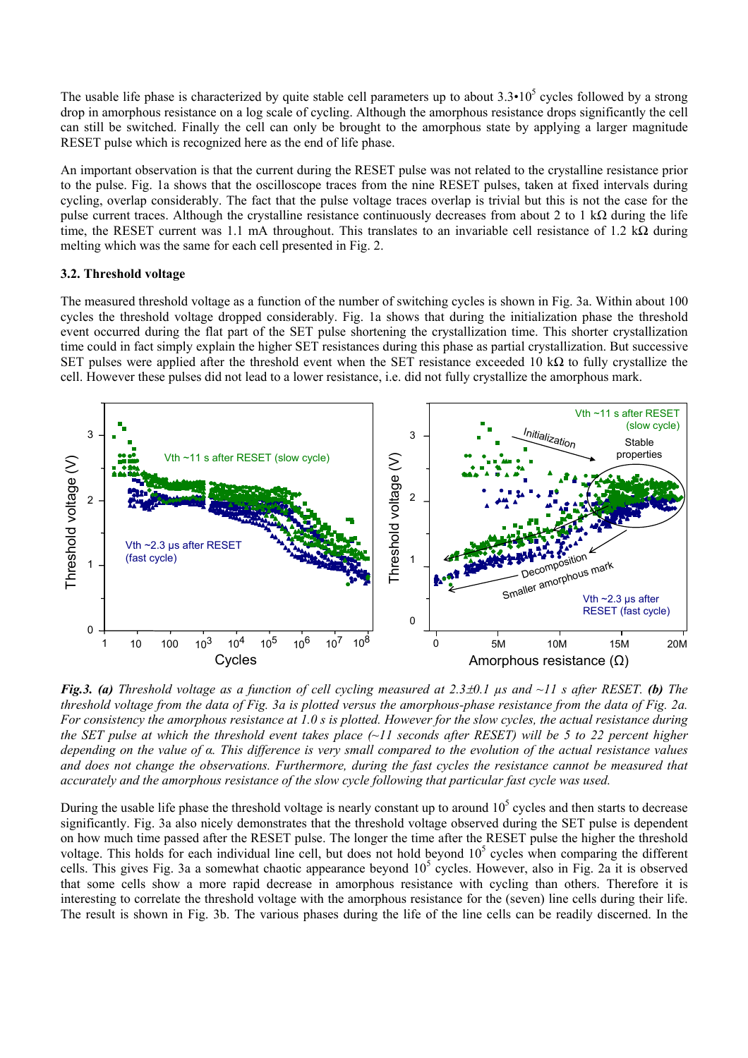The usable life phase is characterized by quite stable cell parameters up to about $3.3 \cdot 10^5$ cycles followed by a strong drop in amorphous resistance on a log scale of cycling. Although the amorphous resistance drops significantly the cell can still be switched. Finally the cell can only be brought to the amorphous state by applying a larger magnitude RESET pulse which is recognized here as the end of life phase.

An important observation is that the current during the RESET pulse was not related to the crystalline resistance prior to the pulse. Fig. 1a shows that the oscilloscope traces from the nine RESET pulses, taken at fixed intervals during cycling, overlap considerably. The fact that the pulse voltage traces overlap is trivial but this is not the case for the pulse current traces. Although the crystalline resistance continuously decreases from about 2 to 1 kΩ during the life time, the RESET current was 1.1 mA throughout. This translates to an invariable cell resistance of 1.2 kΩ during melting which was the same for each cell presented in Fig. 2.

### 3.2. Threshold voltage

The measured threshold voltage as a function of the number of switching cycles is shown in Fig. 3a. Within about 100 cycles the threshold voltage dropped considerably. Fig. 1a shows that during the initialization phase the threshold event occurred during the flat part of the SET pulse shortening the crystallization time. This shorter crystallization time could in fact simply explain the higher SET resistances during this phase as partial crystallization. But successive SET pulses were applied after the threshold event when the SET resistance exceeded 10 kΩ to fully crystallize the cell. However these pulses did not lead to a lower resistance, i.e. did not fully crystallize the amorphous mark.

***Fig.3.*** ***(a)*** *Threshold voltage as a function of cell cycling measured at 2.3±0.1 µs and ~11 s after RESET.* ***(b)*** *The threshold voltage from the data of Fig. 3a is plotted versus the amorphous-phase resistance from the data of Fig. 2a. For consistency the amorphous resistance at 1.0 s is plotted. However for the slow cycles, the actual resistance during the SET pulse at which the threshold event takes place (~11 seconds after RESET) will be 5 to 22 percent higher depending on the value of α. This difference is very small compared to the evolution of the actual resistance values and does not change the observations. Furthermore, during the fast cycles the resistance cannot be measured that accurately and the amorphous resistance of the slow cycle following that particular fast cycle was used.*

During the usable life phase the threshold voltage is nearly constant up to around $10^5$ cycles and then starts to decrease significantly. Fig. 3a also nicely demonstrates that the threshold voltage observed during the SET pulse is dependent on how much time passed after the RESET pulse. The longer the time after the RESET pulse the higher the threshold voltage. This holds for each individual line cell, but does not hold beyond $10^5$ cycles when comparing the different cells. This gives Fig. 3a a somewhat chaotic appearance beyond $10^5$ cycles. However, also in Fig. 2a it is observed that some cells show a more rapid decrease in amorphous resistance with cycling than others. Therefore it is interesting to correlate the threshold voltage with the amorphous resistance for the (seven) line cells during their life. The result is shown in Fig. 3b. The various phases during the life of the line cells can be readily discerned. In the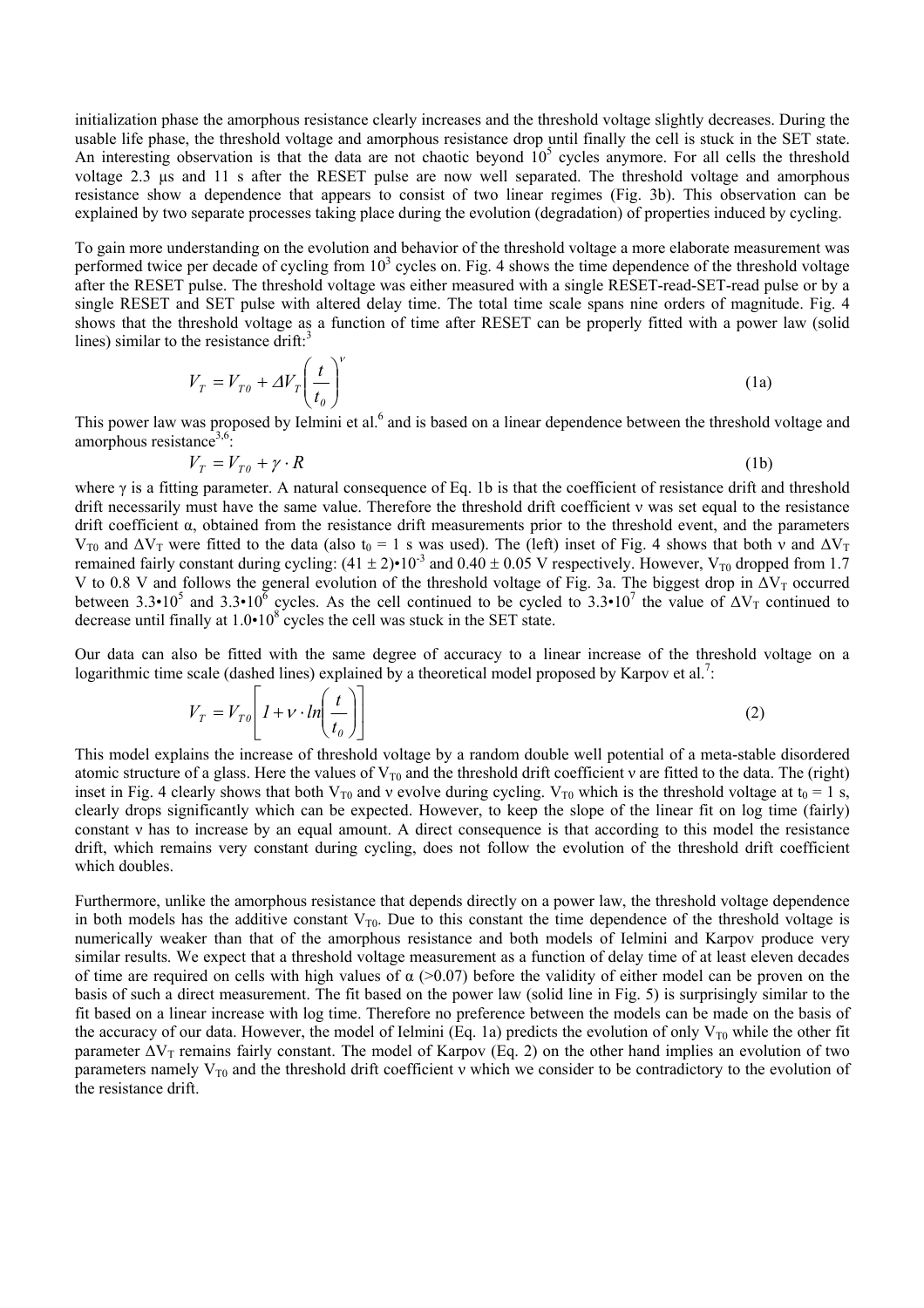initialization phase the amorphous resistance clearly increases and the threshold voltage slightly decreases. During the usable life phase, the threshold voltage and amorphous resistance drop until finally the cell is stuck in the SET state. An interesting observation is that the data are not chaotic beyond $10^5$ cycles anymore. For all cells the threshold voltage 2.3 μs and 11 s after the RESET pulse are now well separated. The threshold voltage and amorphous resistance show a dependence that appears to consist of two linear regimes (Fig. 3b). This observation can be explained by two separate processes taking place during the evolution (degradation) of properties induced by cycling.

To gain more understanding on the evolution and behavior of the threshold voltage a more elaborate measurement was performed twice per decade of cycling from $10^3$ cycles on. Fig. 4 shows the time dependence of the threshold voltage after the RESET pulse. The threshold voltage was either measured with a single RESET-read-SET-read pulse or by a single RESET and SET pulse with altered delay time. The total time scale spans nine orders of magnitude. Fig. 4 shows that the threshold voltage as a function of time after RESET can be properly fitted with a power law (solid lines) similar to the resistance drift:[3]

$$V_T = V_{T0} + \Delta V_T \left( \frac{t}{t_0} \right)^{\nu} \tag{1a}$$

This power law was proposed by Ielmini et al.[6] and is based on a linear dependence between the threshold voltage and amorphous resistance[3,6]:

$$V_T = V_{T0} + \gamma \cdot R \tag{1b}$$

where γ is a fitting parameter. A natural consequence of Eq. 1b is that the coefficient of resistance drift and threshold drift necessarily must have the same value. Therefore the threshold drift coefficient ν was set equal to the resistance drift coefficient α, obtained from the resistance drift measurements prior to the threshold event, and the parameters $V_{T0}$ and $\Delta V_T$ were fitted to the data (also $t_0 = 1$ s was used). The (left) inset of Fig. 4 shows that both ν and $\Delta V_T$ remained fairly constant during cycling: $(41 \pm 2) \cdot 10^{-3}$ and $0.40 \pm 0.05$ V respectively. However, $V_{T0}$ dropped from 1.7 V to 0.8 V and follows the general evolution of the threshold voltage of Fig. 3a. The biggest drop in $\Delta V_T$ occurred between $3.3 \cdot 10^5$ and $3.3 \cdot 10^6$ cycles. As the cell continued to be cycled to $3.3 \cdot 10^7$ the value of $\Delta V_T$ continued to decrease until finally at $1.0 \cdot 10^8$ cycles the cell was stuck in the SET state.

Our data can also be fitted with the same degree of accuracy to a linear increase of the threshold voltage on a logarithmic time scale (dashed lines) explained by a theoretical model proposed by Karpov et al.[7]:

$$V_T = V_{T0} \left[ 1 + \nu \cdot \ln\left( \frac{t}{t_0} \right) \right] \tag{2}$$

This model explains the increase of threshold voltage by a random double well potential of a meta-stable disordered atomic structure of a glass. Here the values of $V_{T0}$ and the threshold drift coefficient ν are fitted to the data. The (right) inset in Fig. 4 clearly shows that both $V_{T0}$ and ν evolve during cycling. $V_{T0}$ which is the threshold voltage at $t_0 = 1$ s, clearly drops significantly which can be expected. However, to keep the slope of the linear fit on log time (fairly) constant ν has to increase by an equal amount. A direct consequence is that according to this model the resistance drift, which remains very constant during cycling, does not follow the evolution of the threshold drift coefficient which doubles.

Furthermore, unlike the amorphous resistance that depends directly on a power law, the threshold voltage dependence in both models has the additive constant $V_{T0}$. Due to this constant the time dependence of the threshold voltage is numerically weaker than that of the amorphous resistance and both models of Ielmini and Karpov produce very similar results. We expect that a threshold voltage measurement as a function of delay time of at least eleven decades of time are required on cells with high values of α (>0.07) before the validity of either model can be proven on the basis of such a direct measurement. The fit based on the power law (solid line in Fig. 5) is surprisingly similar to the fit based on a linear increase with log time. Therefore no preference between the models can be made on the basis of the accuracy of our data. However, the model of Ielmini (Eq. 1a) predicts the evolution of only $V_{T0}$ while the other fit parameter $\Delta V_T$ remains fairly constant. The model of Karpov (Eq. 2) on the other hand implies an evolution of two parameters namely $V_{T0}$ and the threshold drift coefficient ν which we consider to be contradictory to the evolution of the resistance drift.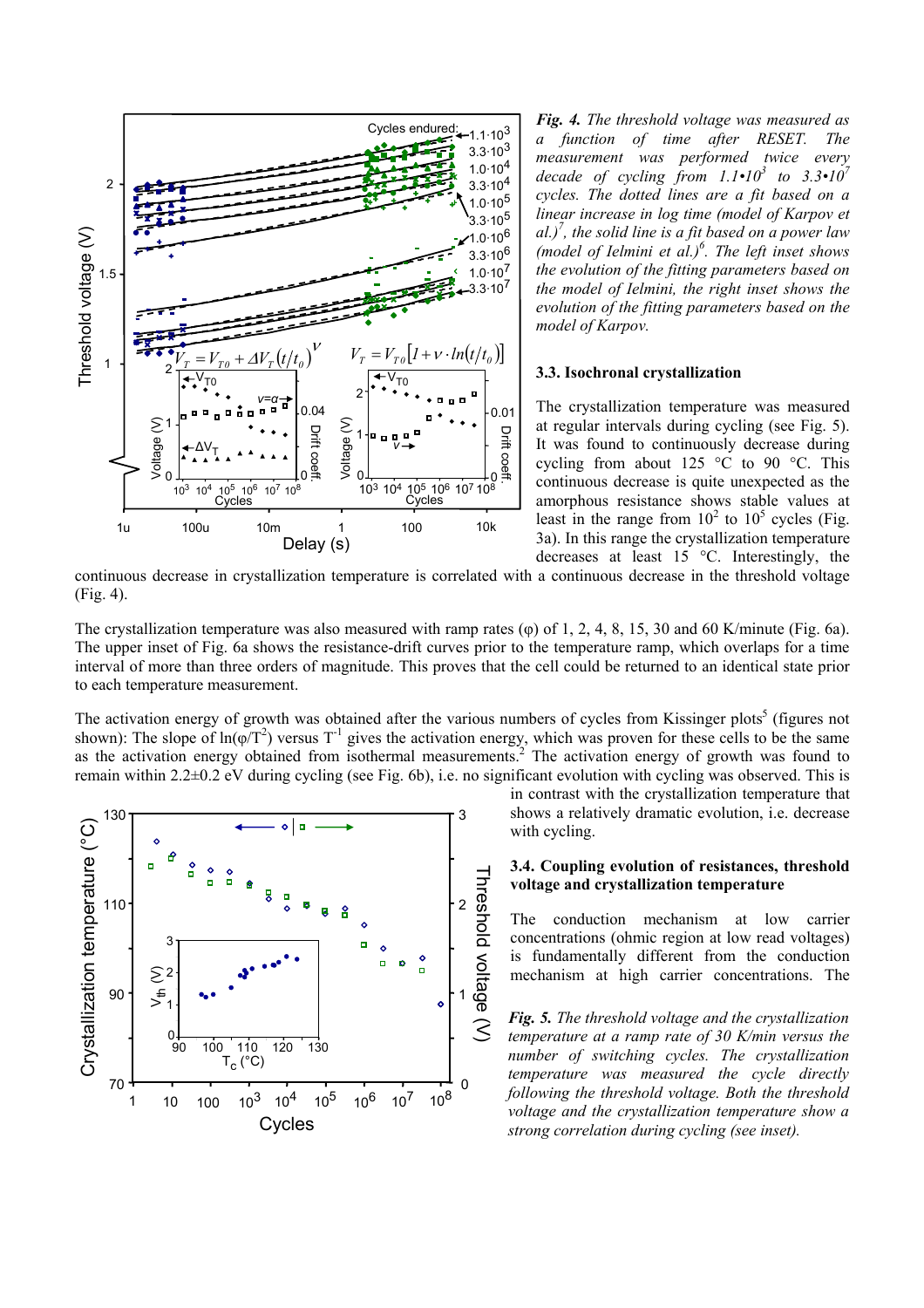***Fig. 4.*** *The threshold voltage was measured as a function of time after RESET. The measurement was performed twice every decade of cycling from $1.1{\bullet}10^3$ to $3.3{\bullet}10^7$ cycles. The dotted lines are a fit based on a linear increase in log time (model of Karpov et al.)*[7]*, the solid line is a fit based on a power law (model of Ielmini et al.)*[6]*. The left inset shows the evolution of the fitting parameters based on the model of Ielmini, the right inset shows the evolution of the fitting parameters based on the model of Karpov.*

### 3.3. Isochronal crystallization

The crystallization temperature was measured at regular intervals during cycling (see Fig. 5). It was found to continuously decrease during cycling from about 125 °C to 90 °C. This continuous decrease is quite unexpected as the amorphous resistance shows stable values at least in the range from $10^2$ to $10^5$ cycles (Fig. 3a). In this range the crystallization temperature decreases at least 15 °C. Interestingly, the continuous decrease in crystallization temperature is correlated with a continuous decrease in the threshold voltage (Fig. 4).

The crystallization temperature was also measured with ramp rates (φ) of 1, 2, 4, 8, 15, 30 and 60 K/minute (Fig. 6a). The upper inset of Fig. 6a shows the resistance-drift curves prior to the temperature ramp, which overlaps for a time interval of more than three orders of magnitude. This proves that the cell could be returned to an identical state prior to each temperature measurement.

The activation energy of growth was obtained after the various numbers of cycles from Kissinger plots[5] (figures not shown): The slope of $\ln(\varphi/T^2)$ versus $T^{-1}$ gives the activation energy, which was proven for these cells to be the same as the activation energy obtained from isothermal measurements.[2] The activation energy of growth was found to remain within 2.2±0.2 eV during cycling (see Fig. 6b), i.e. no significant evolution with cycling was observed. This is in contrast with the crystallization temperature that shows a relatively dramatic evolution, i.e. decrease with cycling.

### 3.4. Coupling evolution of resistances, threshold voltage and crystallization temperature

The conduction mechanism at low carrier concentrations (ohmic region at low read voltages) is fundamentally different from the conduction mechanism at high carrier concentrations. The

***Fig. 5.*** *The threshold voltage and the crystallization temperature at a ramp rate of 30 K/min versus the number of switching cycles. The crystallization temperature was measured the cycle directly following the threshold voltage. Both the threshold voltage and the crystallization temperature show a strong correlation during cycling (see inset).*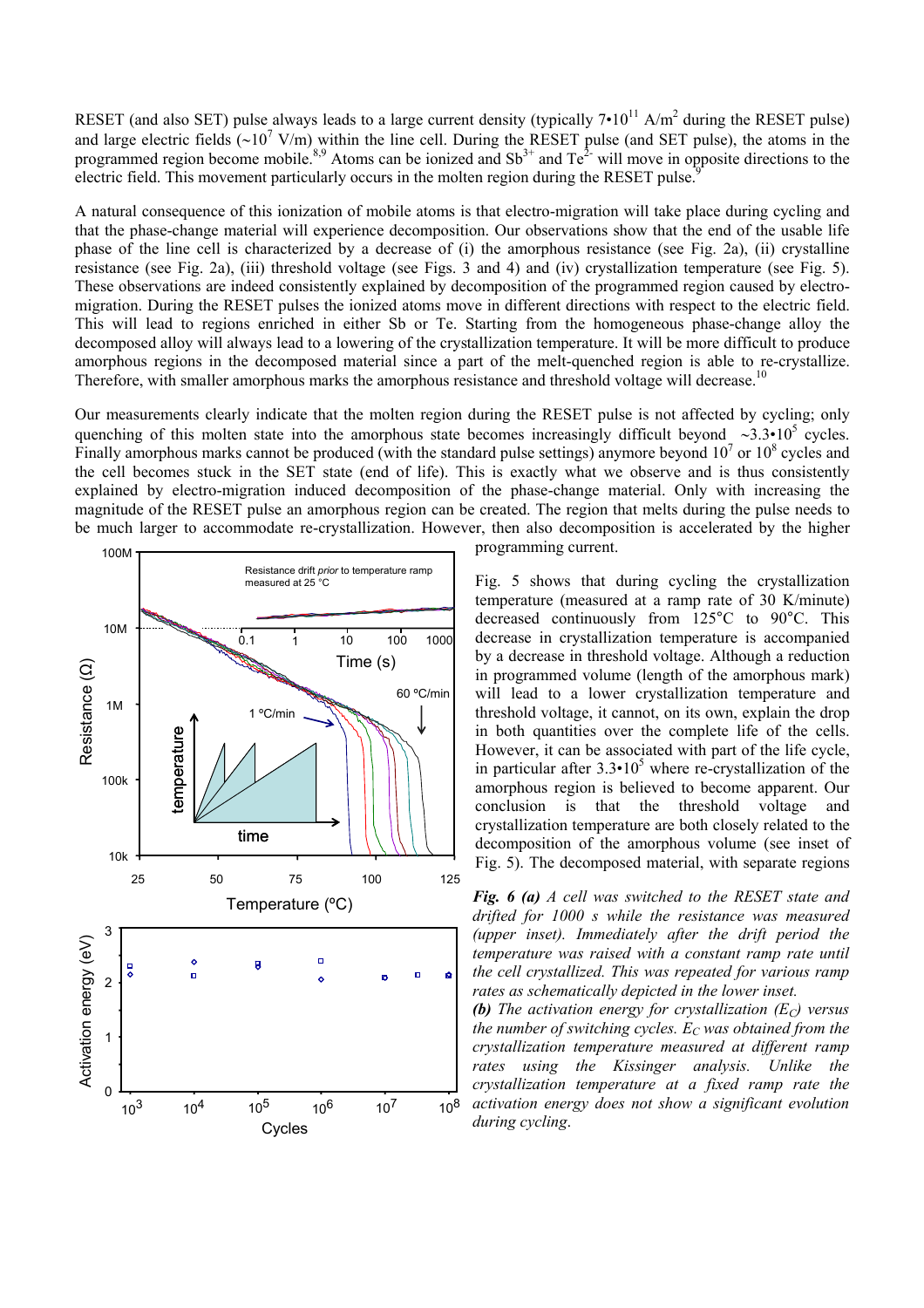RESET (and also SET) pulse always leads to a large current density (typically $7 \cdot 10^{11}$ A/m$^2$ during the RESET pulse) and large electric fields ($\sim 10^7$ V/m) within the line cell. During the RESET pulse (and SET pulse), the atoms in the programmed region become mobile.[8,9] Atoms can be ionized and $Sb^{3+}$ and $Te^{2-}$ will move in opposite directions to the electric field. This movement particularly occurs in the molten region during the RESET pulse.[9]

A natural consequence of this ionization of mobile atoms is that electro-migration will take place during cycling and that the phase-change material will experience decomposition. Our observations show that the end of the usable life phase of the line cell is characterized by a decrease of (i) the amorphous resistance (see Fig. 2a), (ii) crystalline resistance (see Fig. 2a), (iii) threshold voltage (see Figs. 3 and 4) and (iv) crystallization temperature (see Fig. 5). These observations are indeed consistently explained by decomposition of the programmed region caused by electro-migration. During the RESET pulses the ionized atoms move in different directions with respect to the electric field. This will lead to regions enriched in either Sb or Te. Starting from the homogeneous phase-change alloy the decomposed alloy will always lead to a lowering of the crystallization temperature. It will be more difficult to produce amorphous regions in the decomposed material since a part of the melt-quenched region is able to re-crystallize. Therefore, with smaller amorphous marks the amorphous resistance and threshold voltage will decrease.[10]

Our measurements clearly indicate that the molten region during the RESET pulse is not affected by cycling; only quenching of this molten state into the amorphous state becomes increasingly difficult beyond $\sim 3.3 \cdot 10^5$ cycles. Finally amorphous marks cannot be produced (with the standard pulse settings) anymore beyond $10^7$ or $10^8$ cycles and the cell becomes stuck in the SET state (end of life). This is exactly what we observe and is thus consistently explained by electro-migration induced decomposition of the phase-change material. Only with increasing the magnitude of the RESET pulse an amorphous region can be created. The region that melts during the pulse needs to be much larger to accommodate re-crystallization. However, then also decomposition is accelerated by the higher programming current.

Fig. 5 shows that during cycling the crystallization temperature (measured at a ramp rate of 30 K/minute) decreased continuously from 125°C to 90°C. This decrease in crystallization temperature is accompanied by a decrease in threshold voltage. Although a reduction in programmed volume (length of the amorphous mark) will lead to a lower crystallization temperature and threshold voltage, it cannot, on its own, explain the drop in both quantities over the complete life of the cells. However, it can be associated with part of the life cycle, in particular after $3.3 \cdot 10^5$ where re-crystallization of the amorphous region is believed to become apparent. Our conclusion is that the threshold voltage and crystallization temperature are both closely related to the decomposition of the amorphous volume (see inset of Fig. 5). The decomposed material, with separate regions

***Fig. 6 (a)*** *A cell was switched to the RESET state and drifted for 1000 s while the resistance was measured (upper inset). Immediately after the drift period the temperature was raised with a constant ramp rate until the cell crystallized. This was repeated for various ramp rates as schematically depicted in the lower inset.*
***(b)*** *The activation energy for crystallization ($E_C$) versus the number of switching cycles. $E_C$ was obtained from the crystallization temperature measured at different ramp rates using the Kissinger analysis. Unlike the crystallization temperature at a fixed ramp rate the activation energy does not show a significant evolution during cycling.*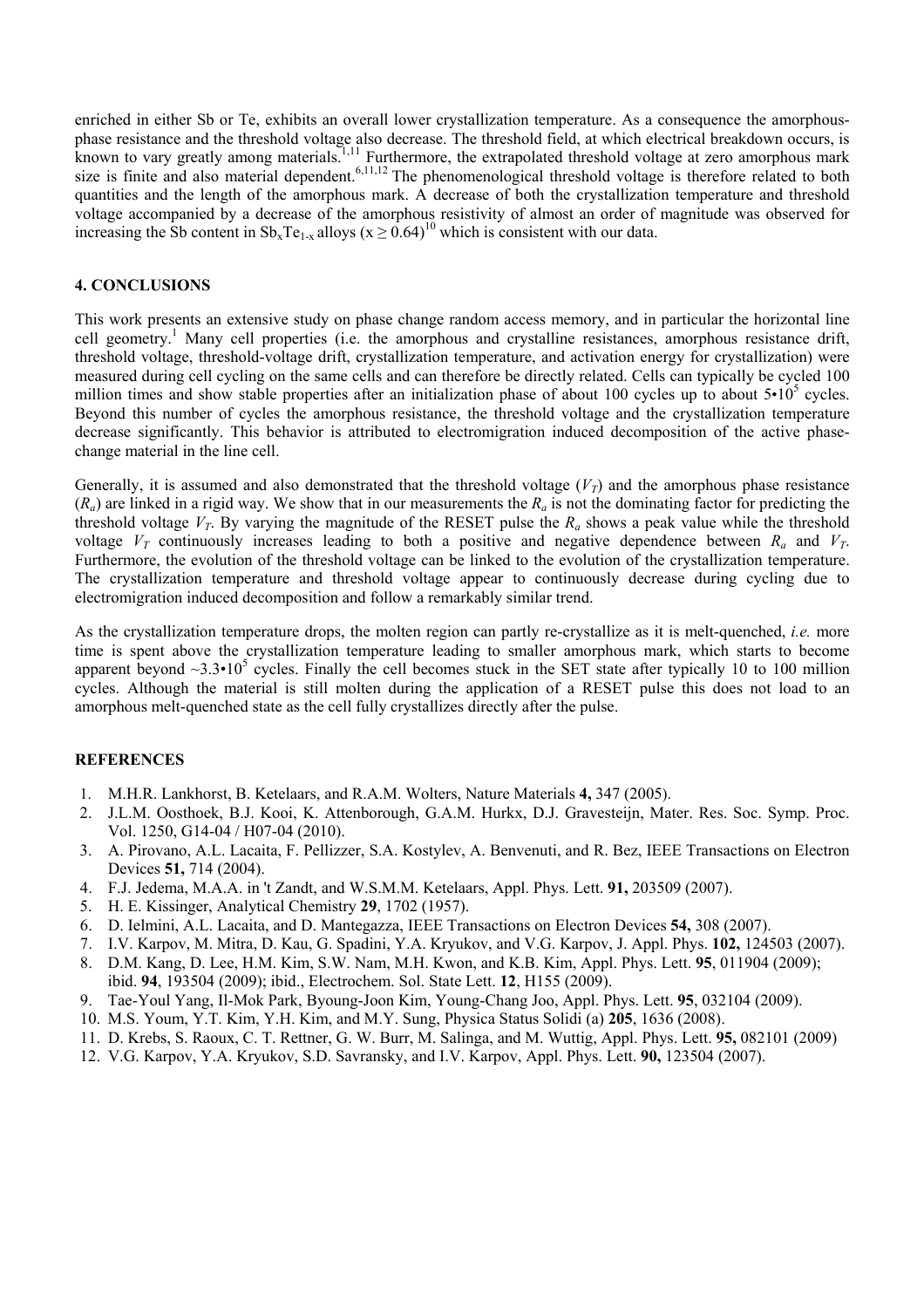enriched in either Sb or Te, exhibits an overall lower crystallization temperature. As a consequence the amorphous-phase resistance and the threshold voltage also decrease. The threshold field, at which electrical breakdown occurs, is known to vary greatly among materials.[1,11] Furthermore, the extrapolated threshold voltage at zero amorphous mark size is finite and also material dependent.[6,11,12] The phenomenological threshold voltage is therefore related to both quantities and the length of the amorphous mark. A decrease of both the crystallization temperature and threshold voltage accompanied by a decrease of the amorphous resistivity of almost an order of magnitude was observed for increasing the Sb content in $Sb_xTe_{1-x}$ alloys ($x \geq 0.64$)[10] which is consistent with our data.

## 4. CONCLUSIONS

This work presents an extensive study on phase change random access memory, and in particular the horizontal line cell geometry.[1] Many cell properties (i.e. the amorphous and crystalline resistances, amorphous resistance drift, threshold voltage, threshold-voltage drift, crystallization temperature, and activation energy for crystallization) were measured during cell cycling on the same cells and can therefore be directly related. Cells can typically be cycled 100 million times and show stable properties after an initialization phase of about 100 cycles up to about $5 \cdot 10^5$ cycles. Beyond this number of cycles the amorphous resistance, the threshold voltage and the crystallization temperature decrease significantly. This behavior is attributed to electromigration induced decomposition of the active phase-change material in the line cell.

Generally, it is assumed and also demonstrated that the threshold voltage ($V_T$) and the amorphous phase resistance ($R_a$) are linked in a rigid way. We show that in our measurements the $R_a$ is not the dominating factor for predicting the threshold voltage $V_T$. By varying the magnitude of the RESET pulse the $R_a$ shows a peak value while the threshold voltage $V_T$ continuously increases leading to both a positive and negative dependence between $R_a$ and $V_T$. Furthermore, the evolution of the threshold voltage can be linked to the evolution of the crystallization temperature. The crystallization temperature and threshold voltage appear to continuously decrease during cycling due to electromigration induced decomposition and follow a remarkably similar trend.

As the crystallization temperature drops, the molten region can partly re-crystallize as it is melt-quenched, *i.e.* more time is spent above the crystallization temperature leading to smaller amorphous mark, which starts to become apparent beyond $\sim 3.3 \cdot 10^5$ cycles. Finally the cell becomes stuck in the SET state after typically 10 to 100 million cycles. Although the material is still molten during the application of a RESET pulse this does not load to an amorphous melt-quenched state as the cell fully crystallizes directly after the pulse.

## REFERENCES

1. M.H.R. Lankhorst, B. Ketelaars, and R.A.M. Wolters, Nature Materials **4,** 347 (2005).
2. J.L.M. Oosthoek, B.J. Kooi, K. Attenborough, G.A.M. Hurkx, D.J. Gravesteijn, Mater. Res. Soc. Symp. Proc. Vol. 1250, G14-04 / H07-04 (2010).
3. A. Pirovano, A.L. Lacaita, F. Pellizzer, S.A. Kostylev, A. Benvenuti, and R. Bez, IEEE Transactions on Electron Devices **51,** 714 (2004).
4. F.J. Jedema, M.A.A. in 't Zandt, and W.S.M.M. Ketelaars, Appl. Phys. Lett. **91,** 203509 (2007).
5. H. E. Kissinger, Analytical Chemistry **29**, 1702 (1957).
6. D. Ielmini, A.L. Lacaita, and D. Mantegazza, IEEE Transactions on Electron Devices **54,** 308 (2007).
7. I.V. Karpov, M. Mitra, D. Kau, G. Spadini, Y.A. Kryukov, and V.G. Karpov, J. Appl. Phys. **102,** 124503 (2007).
8. D.M. Kang, D. Lee, H.M. Kim, S.W. Nam, M.H. Kwon, and K.B. Kim, Appl. Phys. Lett. **95**, 011904 (2009); ibid. **94**, 193504 (2009); ibid., Electrochem. Sol. State Lett. **12**, H155 (2009).
9. Tae-Youl Yang, Il-Mok Park, Byoung-Joon Kim, Young-Chang Joo, Appl. Phys. Lett. **95**, 032104 (2009).
10. M.S. Youm, Y.T. Kim, Y.H. Kim, and M.Y. Sung, Physica Status Solidi (a) **205**, 1636 (2008).
11. D. Krebs, S. Raoux, C. T. Rettner, G. W. Burr, M. Salinga, and M. Wuttig, Appl. Phys. Lett. **95,** 082101 (2009)
12. V.G. Karpov, Y.A. Kryukov, S.D. Savransky, and I.V. Karpov, Appl. Phys. Lett. **90,** 123504 (2007).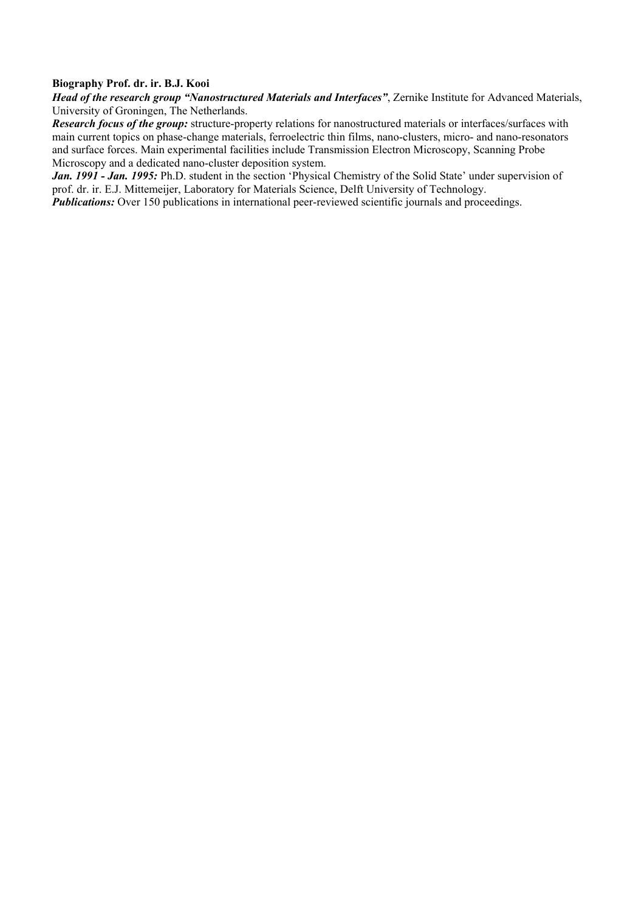**Biography Prof. dr. ir. B.J. Kooi**

***Head of the research group "Nanostructured Materials and Interfaces"***, Zernike Institute for Advanced Materials, University of Groningen, The Netherlands.

***Research focus of the group:*** structure-property relations for nanostructured materials or interfaces/surfaces with main current topics on phase-change materials, ferroelectric thin films, nano-clusters, micro- and nano-resonators and surface forces. Main experimental facilities include Transmission Electron Microscopy, Scanning Probe Microscopy and a dedicated nano-cluster deposition system.

***Jan. 1991 - Jan. 1995:*** Ph.D. student in the section 'Physical Chemistry of the Solid State' under supervision of prof. dr. ir. E.J. Mittemeijer, Laboratory for Materials Science, Delft University of Technology.

***Publications:*** Over 150 publications in international peer-reviewed scientific journals and proceedings.